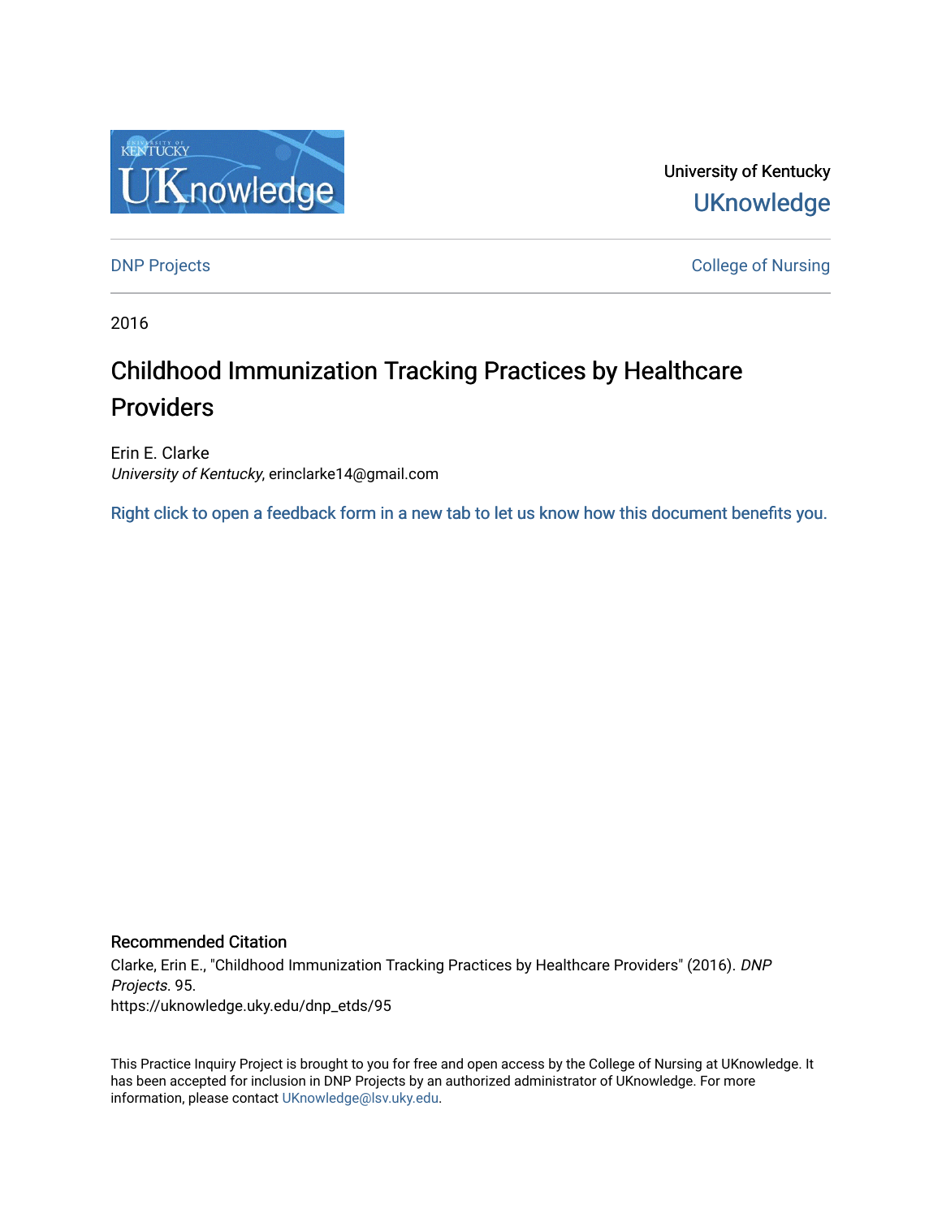University of Kentucky
UKnowledge

DNP Projects | College of Nursing

2016

# Childhood Immunization Tracking Practices by Healthcare Providers

Erin E. Clarke
*University of Kentucky*, erinclarke14@gmail.com

Right click to open a feedback form in a new tab to let us know how this document benefits you.

## Recommended Citation

Clarke, Erin E., "Childhood Immunization Tracking Practices by Healthcare Providers" (2016). *DNP Projects*. 95.
https://uknowledge.uky.edu/dnp_etds/95

This Practice Inquiry Project is brought to you for free and open access by the College of Nursing at UKnowledge. It has been accepted for inclusion in DNP Projects by an authorized administrator of UKnowledge. For more information, please contact UKnowledge@lsv.uky.edu.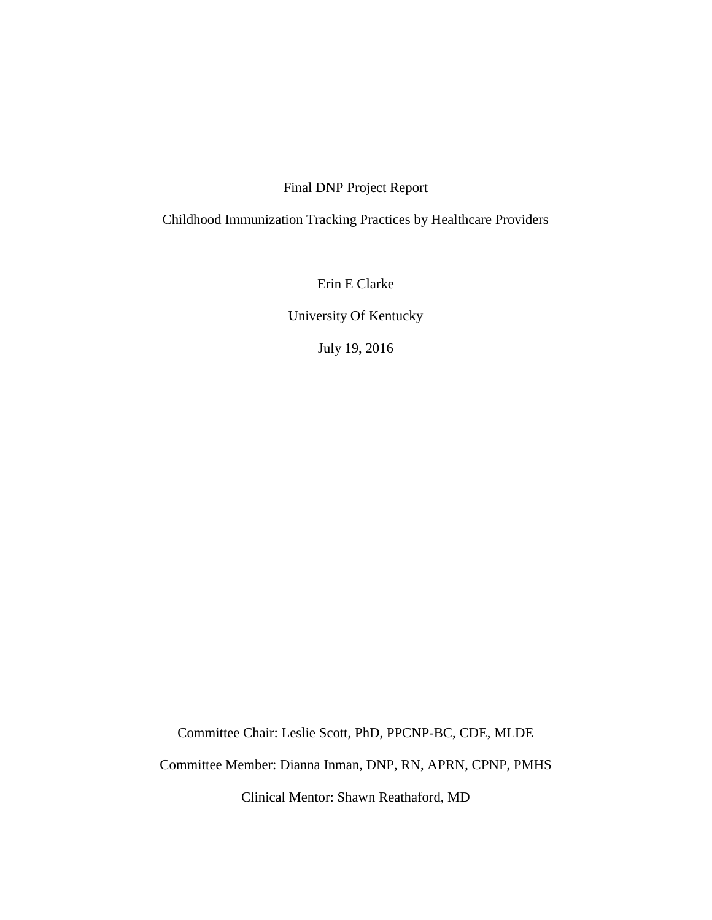Final DNP Project Report

Childhood Immunization Tracking Practices by Healthcare Providers

Erin E Clarke

University Of Kentucky

July 19, 2016

Committee Chair: Leslie Scott, PhD, PPCNP-BC, CDE, MLDE

Committee Member: Dianna Inman, DNP, RN, APRN, CPNP, PMHS

Clinical Mentor: Shawn Reathaford, MD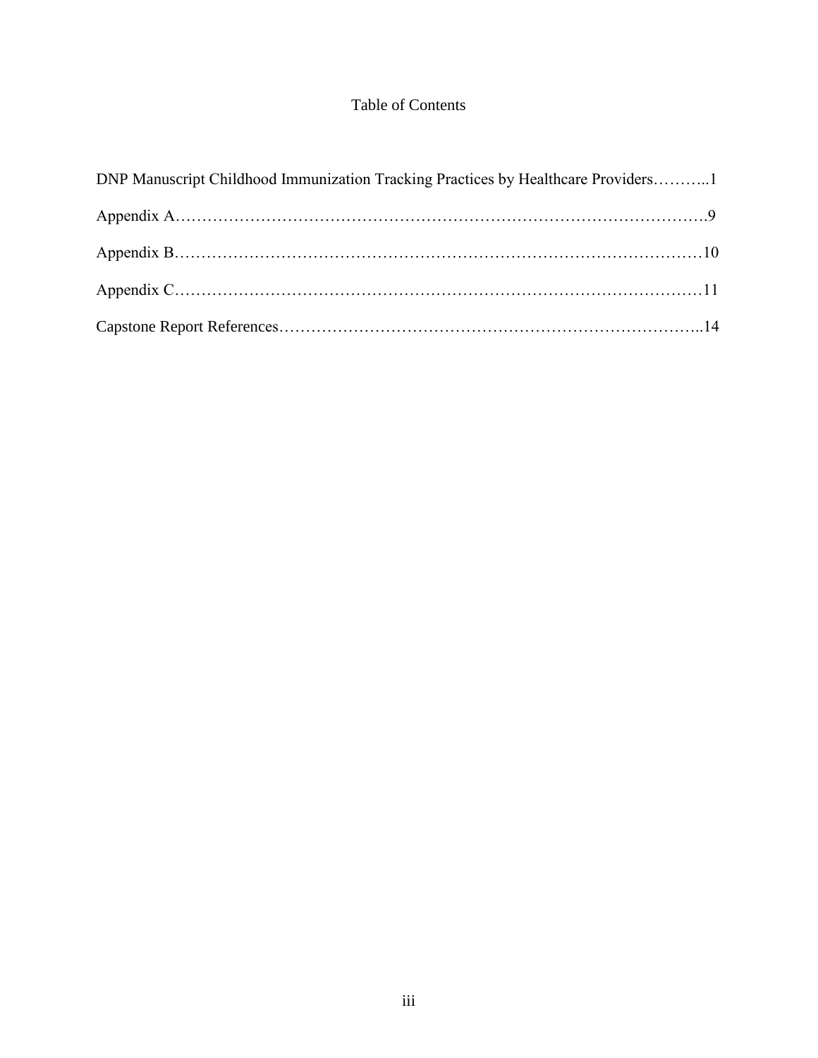# Table of Contents

DNP Manuscript Childhood Immunization Tracking Practices by Healthcare Providers………..1

Appendix A……………………………………………………………………………………….9

Appendix B………………………………………………………………………………………10

Appendix C………………………………………………………………………………………11

Capstone Report References……………………………………………………………………..14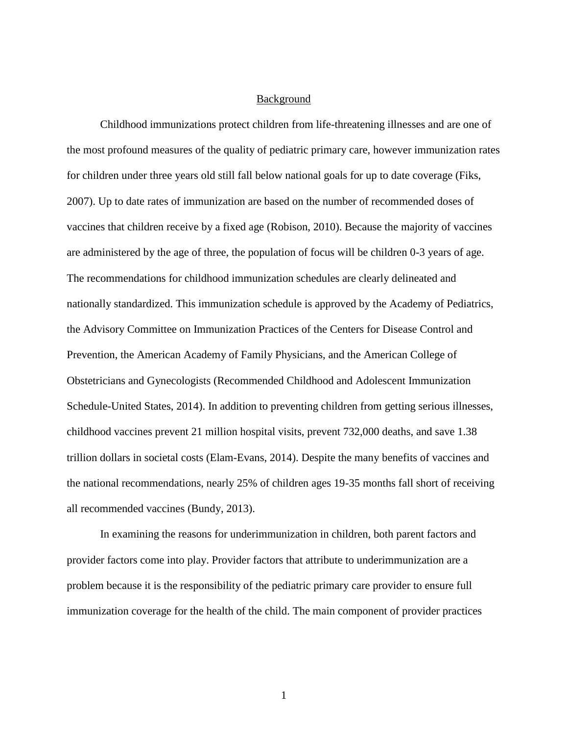## Background

Childhood immunizations protect children from life-threatening illnesses and are one of the most profound measures of the quality of pediatric primary care, however immunization rates for children under three years old still fall below national goals for up to date coverage (Fiks, 2007). Up to date rates of immunization are based on the number of recommended doses of vaccines that children receive by a fixed age (Robison, 2010). Because the majority of vaccines are administered by the age of three, the population of focus will be children 0-3 years of age. The recommendations for childhood immunization schedules are clearly delineated and nationally standardized. This immunization schedule is approved by the Academy of Pediatrics, the Advisory Committee on Immunization Practices of the Centers for Disease Control and Prevention, the American Academy of Family Physicians, and the American College of Obstetricians and Gynecologists (Recommended Childhood and Adolescent Immunization Schedule-United States, 2014). In addition to preventing children from getting serious illnesses, childhood vaccines prevent 21 million hospital visits, prevent 732,000 deaths, and save 1.38 trillion dollars in societal costs (Elam-Evans, 2014). Despite the many benefits of vaccines and the national recommendations, nearly 25% of children ages 19-35 months fall short of receiving all recommended vaccines (Bundy, 2013).

In examining the reasons for underimmunization in children, both parent factors and provider factors come into play. Provider factors that attribute to underimmunization are a problem because it is the responsibility of the pediatric primary care provider to ensure full immunization coverage for the health of the child. The main component of provider practices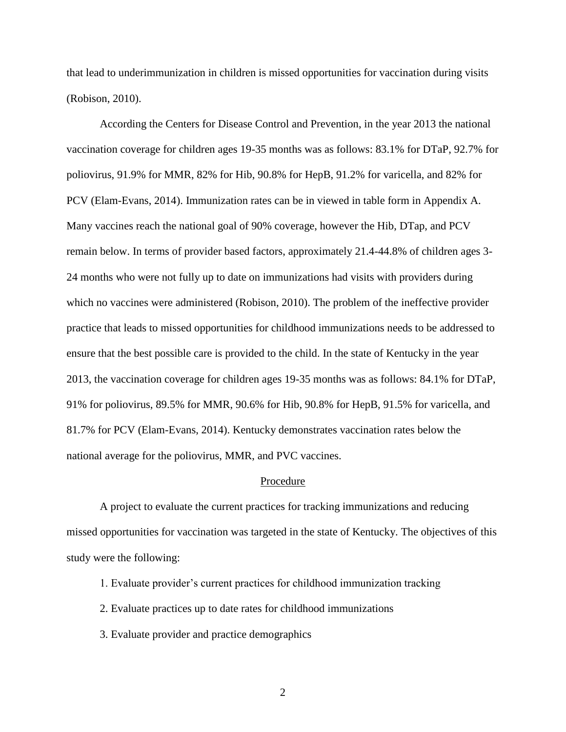that lead to underimmunization in children is missed opportunities for vaccination during visits (Robison, 2010).

According the Centers for Disease Control and Prevention, in the year 2013 the national vaccination coverage for children ages 19-35 months was as follows: 83.1% for DTaP, 92.7% for poliovirus, 91.9% for MMR, 82% for Hib, 90.8% for HepB, 91.2% for varicella, and 82% for PCV (Elam-Evans, 2014). Immunization rates can be in viewed in table form in Appendix A. Many vaccines reach the national goal of 90% coverage, however the Hib, DTap, and PCV remain below. In terms of provider based factors, approximately 21.4-44.8% of children ages 3-24 months who were not fully up to date on immunizations had visits with providers during which no vaccines were administered (Robison, 2010). The problem of the ineffective provider practice that leads to missed opportunities for childhood immunizations needs to be addressed to ensure that the best possible care is provided to the child. In the state of Kentucky in the year 2013, the vaccination coverage for children ages 19-35 months was as follows: 84.1% for DTaP, 91% for poliovirus, 89.5% for MMR, 90.6% for Hib, 90.8% for HepB, 91.5% for varicella, and 81.7% for PCV (Elam-Evans, 2014). Kentucky demonstrates vaccination rates below the national average for the poliovirus, MMR, and PVC vaccines.

## Procedure

A project to evaluate the current practices for tracking immunizations and reducing missed opportunities for vaccination was targeted in the state of Kentucky. The objectives of this study were the following:

1. Evaluate provider's current practices for childhood immunization tracking
2. Evaluate practices up to date rates for childhood immunizations
3. Evaluate provider and practice demographics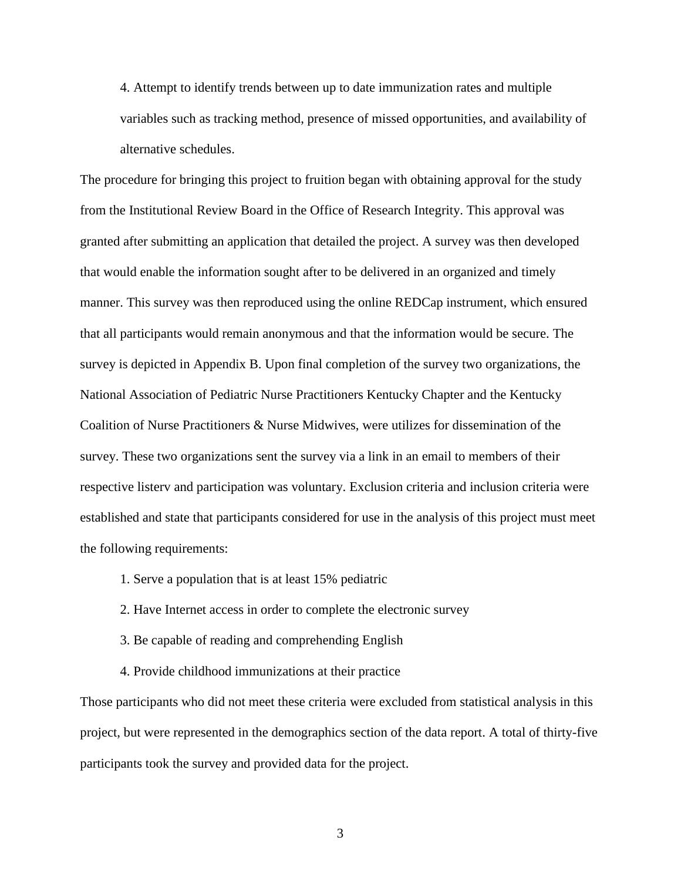4. Attempt to identify trends between up to date immunization rates and multiple variables such as tracking method, presence of missed opportunities, and availability of alternative schedules.

The procedure for bringing this project to fruition began with obtaining approval for the study from the Institutional Review Board in the Office of Research Integrity. This approval was granted after submitting an application that detailed the project. A survey was then developed that would enable the information sought after to be delivered in an organized and timely manner. This survey was then reproduced using the online REDCap instrument, which ensured that all participants would remain anonymous and that the information would be secure. The survey is depicted in Appendix B. Upon final completion of the survey two organizations, the National Association of Pediatric Nurse Practitioners Kentucky Chapter and the Kentucky Coalition of Nurse Practitioners & Nurse Midwives, were utilizes for dissemination of the survey. These two organizations sent the survey via a link in an email to members of their respective listerv and participation was voluntary. Exclusion criteria and inclusion criteria were established and state that participants considered for use in the analysis of this project must meet the following requirements:

1. Serve a population that is at least 15% pediatric
2. Have Internet access in order to complete the electronic survey
3. Be capable of reading and comprehending English
4. Provide childhood immunizations at their practice

Those participants who did not meet these criteria were excluded from statistical analysis in this project, but were represented in the demographics section of the data report. A total of thirty-five participants took the survey and provided data for the project.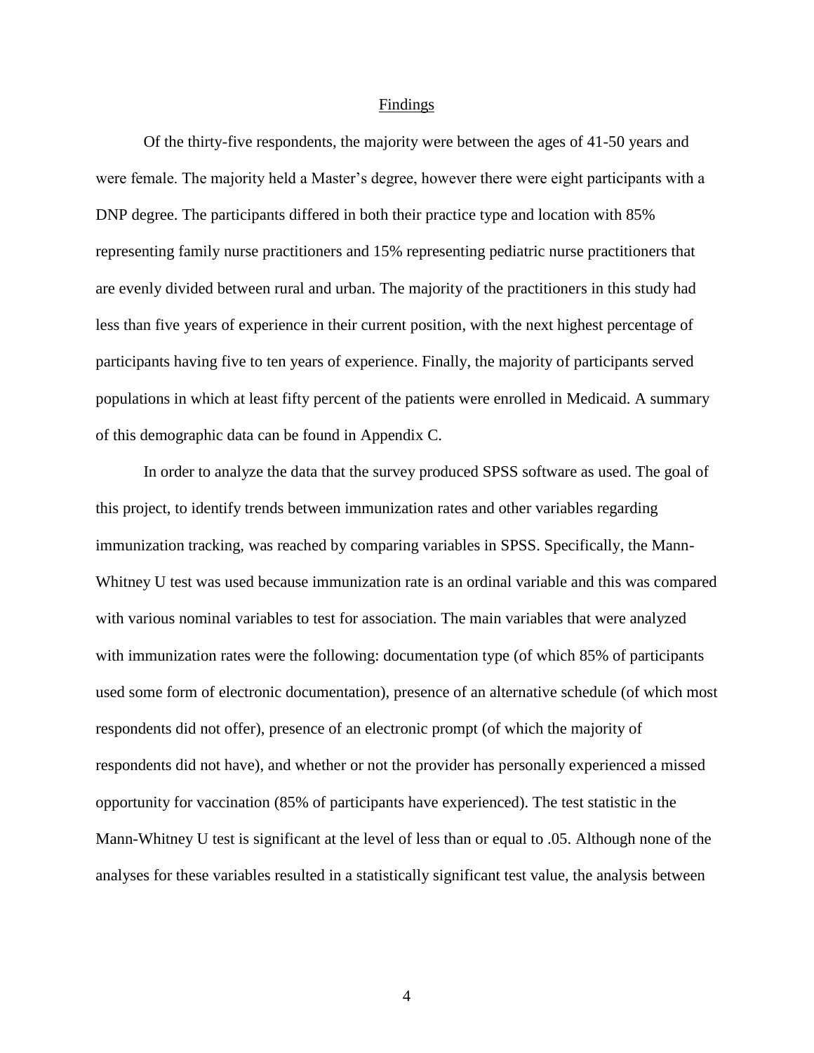## Findings

Of the thirty-five respondents, the majority were between the ages of 41-50 years and were female. The majority held a Master's degree, however there were eight participants with a DNP degree. The participants differed in both their practice type and location with 85% representing family nurse practitioners and 15% representing pediatric nurse practitioners that are evenly divided between rural and urban. The majority of the practitioners in this study had less than five years of experience in their current position, with the next highest percentage of participants having five to ten years of experience. Finally, the majority of participants served populations in which at least fifty percent of the patients were enrolled in Medicaid. A summary of this demographic data can be found in Appendix C.

In order to analyze the data that the survey produced SPSS software as used. The goal of this project, to identify trends between immunization rates and other variables regarding immunization tracking, was reached by comparing variables in SPSS. Specifically, the Mann-Whitney U test was used because immunization rate is an ordinal variable and this was compared with various nominal variables to test for association. The main variables that were analyzed with immunization rates were the following: documentation type (of which 85% of participants used some form of electronic documentation), presence of an alternative schedule (of which most respondents did not offer), presence of an electronic prompt (of which the majority of respondents did not have), and whether or not the provider has personally experienced a missed opportunity for vaccination (85% of participants have experienced). The test statistic in the Mann-Whitney U test is significant at the level of less than or equal to .05. Although none of the analyses for these variables resulted in a statistically significant test value, the analysis between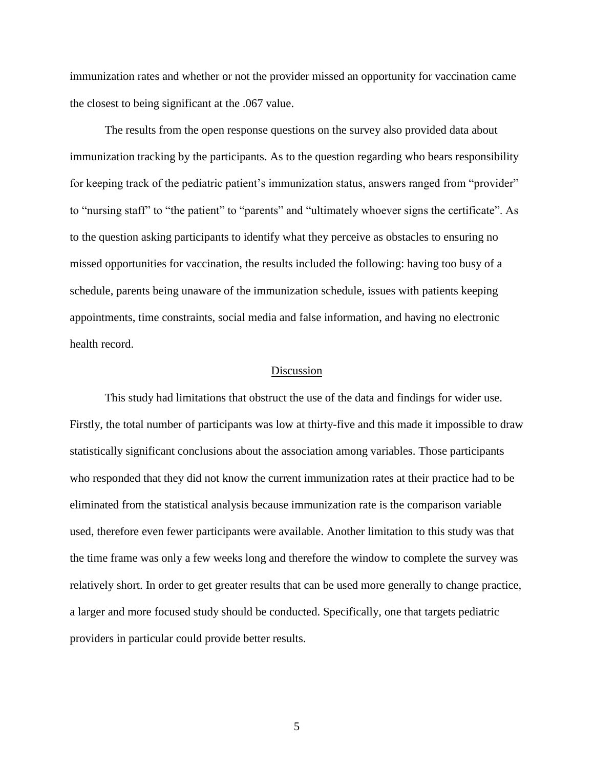immunization rates and whether or not the provider missed an opportunity for vaccination came the closest to being significant at the .067 value.

The results from the open response questions on the survey also provided data about immunization tracking by the participants. As to the question regarding who bears responsibility for keeping track of the pediatric patient's immunization status, answers ranged from "provider" to "nursing staff" to "the patient" to "parents" and "ultimately whoever signs the certificate". As to the question asking participants to identify what they perceive as obstacles to ensuring no missed opportunities for vaccination, the results included the following: having too busy of a schedule, parents being unaware of the immunization schedule, issues with patients keeping appointments, time constraints, social media and false information, and having no electronic health record.

## Discussion

This study had limitations that obstruct the use of the data and findings for wider use. Firstly, the total number of participants was low at thirty-five and this made it impossible to draw statistically significant conclusions about the association among variables. Those participants who responded that they did not know the current immunization rates at their practice had to be eliminated from the statistical analysis because immunization rate is the comparison variable used, therefore even fewer participants were available. Another limitation to this study was that the time frame was only a few weeks long and therefore the window to complete the survey was relatively short. In order to get greater results that can be used more generally to change practice, a larger and more focused study should be conducted. Specifically, one that targets pediatric providers in particular could provide better results.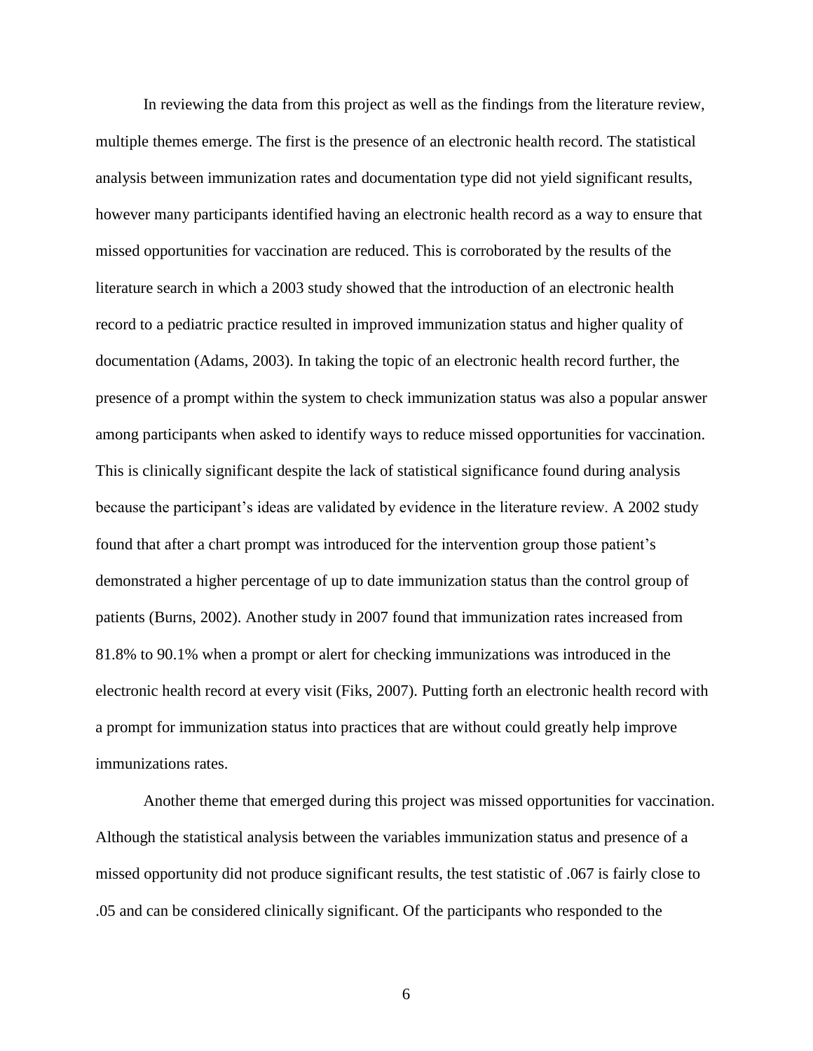In reviewing the data from this project as well as the findings from the literature review, multiple themes emerge. The first is the presence of an electronic health record. The statistical analysis between immunization rates and documentation type did not yield significant results, however many participants identified having an electronic health record as a way to ensure that missed opportunities for vaccination are reduced. This is corroborated by the results of the literature search in which a 2003 study showed that the introduction of an electronic health record to a pediatric practice resulted in improved immunization status and higher quality of documentation (Adams, 2003). In taking the topic of an electronic health record further, the presence of a prompt within the system to check immunization status was also a popular answer among participants when asked to identify ways to reduce missed opportunities for vaccination. This is clinically significant despite the lack of statistical significance found during analysis because the participant's ideas are validated by evidence in the literature review. A 2002 study found that after a chart prompt was introduced for the intervention group those patient's demonstrated a higher percentage of up to date immunization status than the control group of patients (Burns, 2002). Another study in 2007 found that immunization rates increased from 81.8% to 90.1% when a prompt or alert for checking immunizations was introduced in the electronic health record at every visit (Fiks, 2007). Putting forth an electronic health record with a prompt for immunization status into practices that are without could greatly help improve immunizations rates.

Another theme that emerged during this project was missed opportunities for vaccination. Although the statistical analysis between the variables immunization status and presence of a missed opportunity did not produce significant results, the test statistic of .067 is fairly close to .05 and can be considered clinically significant. Of the participants who responded to the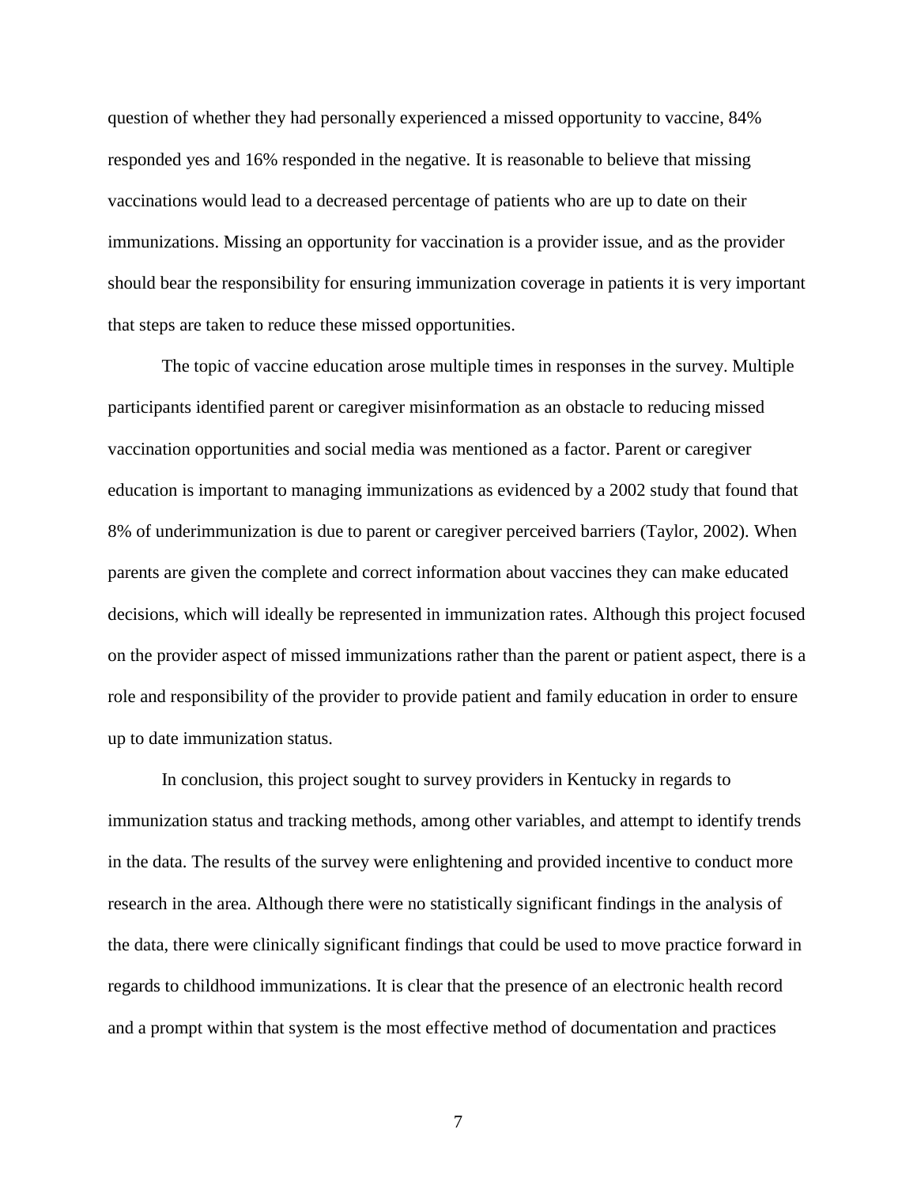question of whether they had personally experienced a missed opportunity to vaccine, 84% responded yes and 16% responded in the negative. It is reasonable to believe that missing vaccinations would lead to a decreased percentage of patients who are up to date on their immunizations. Missing an opportunity for vaccination is a provider issue, and as the provider should bear the responsibility for ensuring immunization coverage in patients it is very important that steps are taken to reduce these missed opportunities.

The topic of vaccine education arose multiple times in responses in the survey. Multiple participants identified parent or caregiver misinformation as an obstacle to reducing missed vaccination opportunities and social media was mentioned as a factor. Parent or caregiver education is important to managing immunizations as evidenced by a 2002 study that found that 8% of underimmunization is due to parent or caregiver perceived barriers (Taylor, 2002). When parents are given the complete and correct information about vaccines they can make educated decisions, which will ideally be represented in immunization rates. Although this project focused on the provider aspect of missed immunizations rather than the parent or patient aspect, there is a role and responsibility of the provider to provide patient and family education in order to ensure up to date immunization status.

In conclusion, this project sought to survey providers in Kentucky in regards to immunization status and tracking methods, among other variables, and attempt to identify trends in the data. The results of the survey were enlightening and provided incentive to conduct more research in the area. Although there were no statistically significant findings in the analysis of the data, there were clinically significant findings that could be used to move practice forward in regards to childhood immunizations. It is clear that the presence of an electronic health record and a prompt within that system is the most effective method of documentation and practices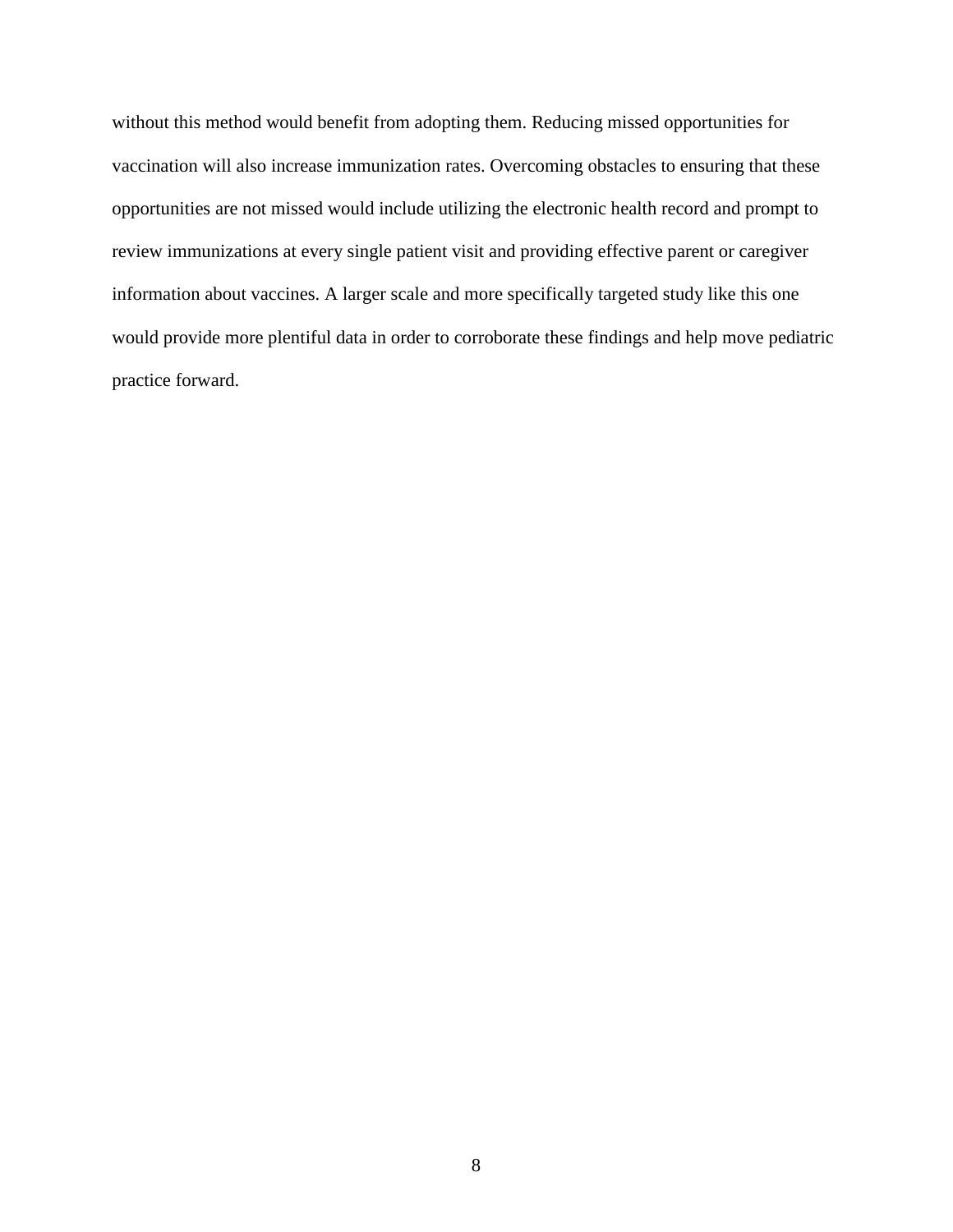without this method would benefit from adopting them. Reducing missed opportunities for vaccination will also increase immunization rates. Overcoming obstacles to ensuring that these opportunities are not missed would include utilizing the electronic health record and prompt to review immunizations at every single patient visit and providing effective parent or caregiver information about vaccines. A larger scale and more specifically targeted study like this one would provide more plentiful data in order to corroborate these findings and help move pediatric practice forward.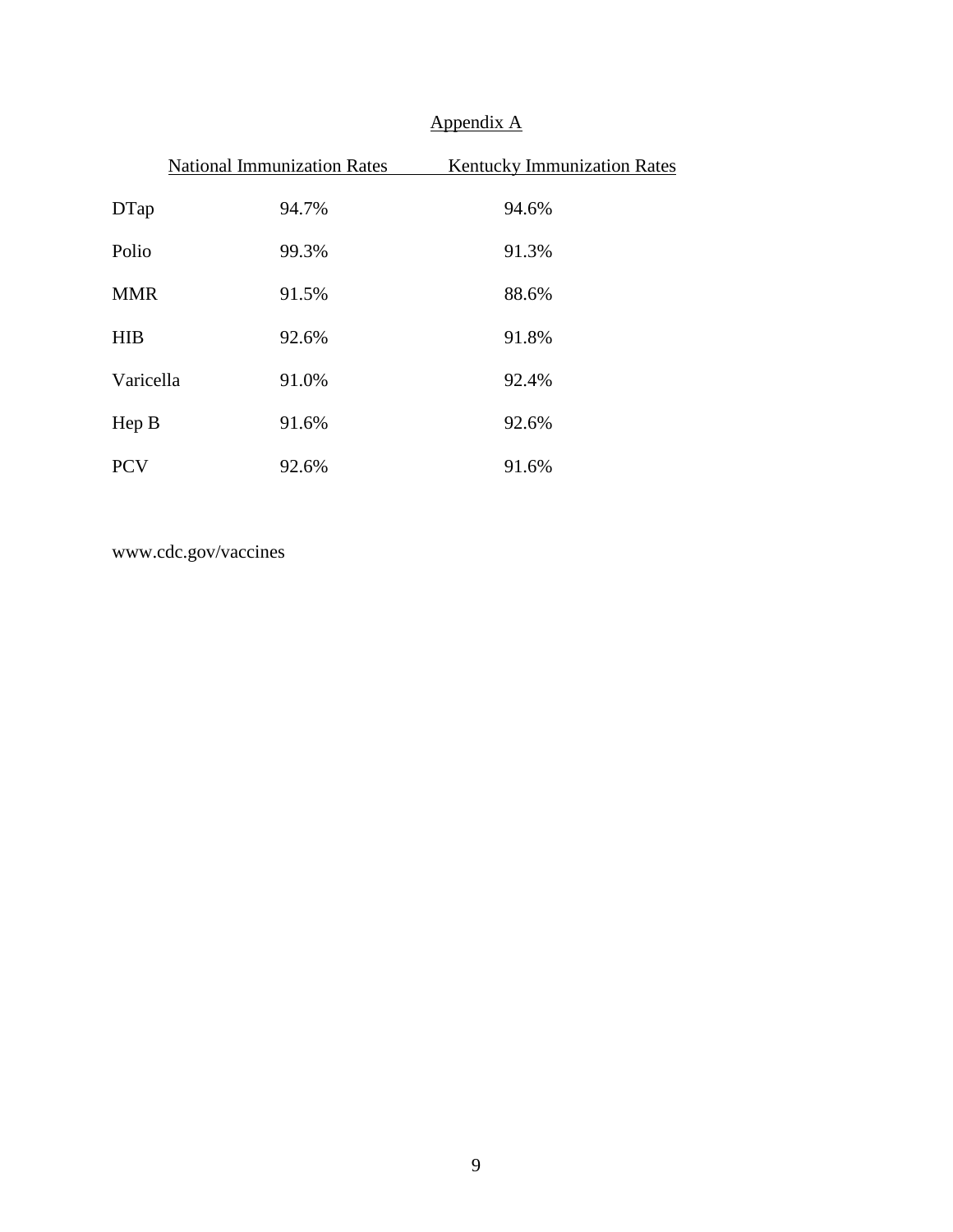## Appendix A

| | National Immunization Rates | Kentucky Immunization Rates |
|---|---|---|
| DTap | 94.7% | 94.6% |
| Polio | 99.3% | 91.3% |
| MMR | 91.5% | 88.6% |
| HIB | 92.6% | 91.8% |
| Varicella | 91.0% | 92.4% |
| Hep B | 91.6% | 92.6% |
| PCV | 92.6% | 91.6% |

www.cdc.gov/vaccines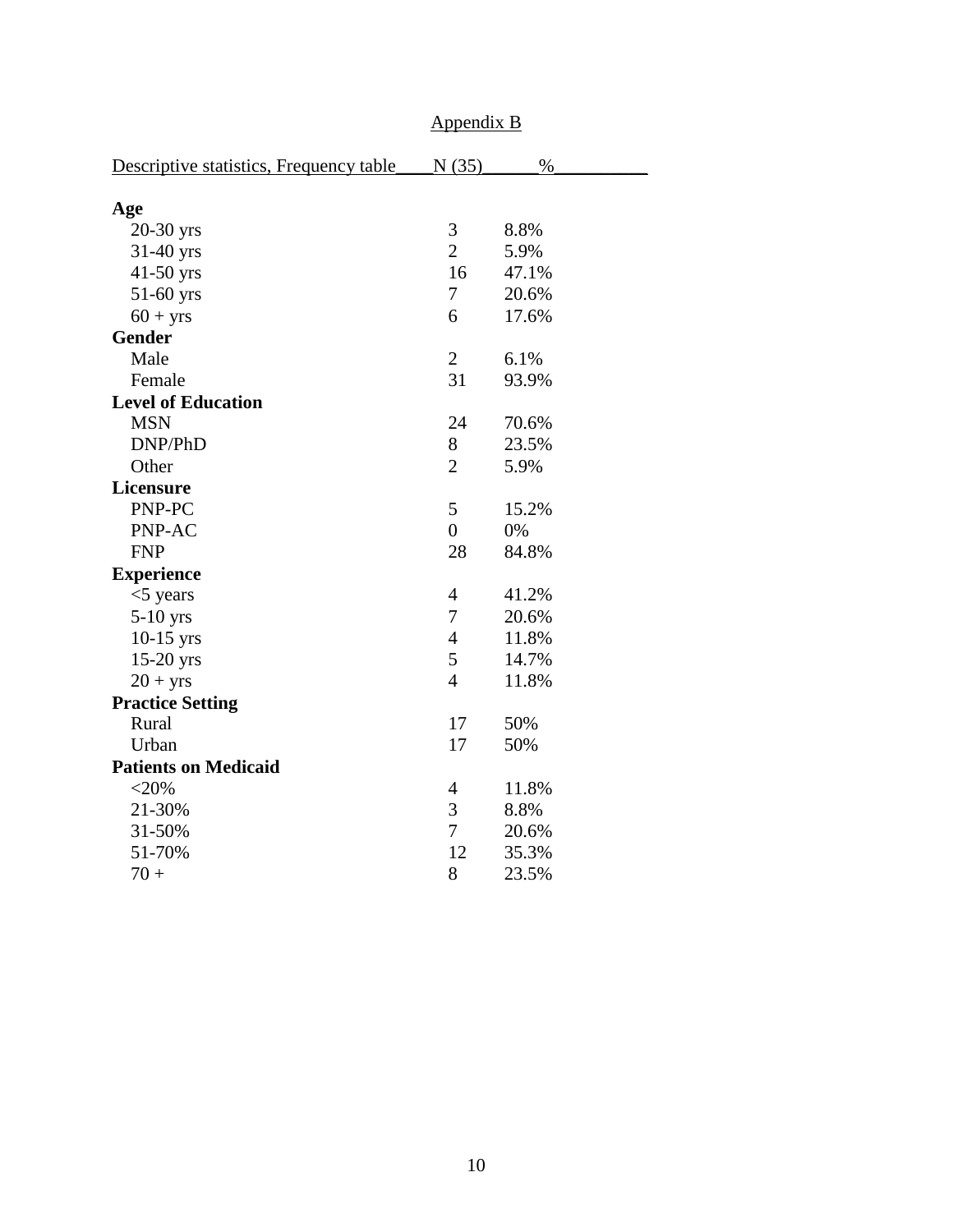## Appendix B

| Descriptive statistics, Frequency table | N (35) | % |
|---|---|---|
| **Age** | | |
| 20-30 yrs | 3 | 8.8% |
| 31-40 yrs | 2 | 5.9% |
| 41-50 yrs | 16 | 47.1% |
| 51-60 yrs | 7 | 20.6% |
| 60 + yrs | 6 | 17.6% |
| **Gender** | | |
| Male | 2 | 6.1% |
| Female | 31 | 93.9% |
| **Level of Education** | | |
| MSN | 24 | 70.6% |
| DNP/PhD | 8 | 23.5% |
| Other | 2 | 5.9% |
| **Licensure** | | |
| PNP-PC | 5 | 15.2% |
| PNP-AC | 0 | 0% |
| FNP | 28 | 84.8% |
| **Experience** | | |
| <5 years | 4 | 41.2% |
| 5-10 yrs | 7 | 20.6% |
| 10-15 yrs | 4 | 11.8% |
| 15-20 yrs | 5 | 14.7% |
| 20 + yrs | 4 | 11.8% |
| **Practice Setting** | | |
| Rural | 17 | 50% |
| Urban | 17 | 50% |
| **Patients on Medicaid** | | |
| <20% | 4 | 11.8% |
| 21-30% | 3 | 8.8% |
| 31-50% | 7 | 20.6% |
| 51-70% | 12 | 35.3% |
| 70 + | 8 | 23.5% |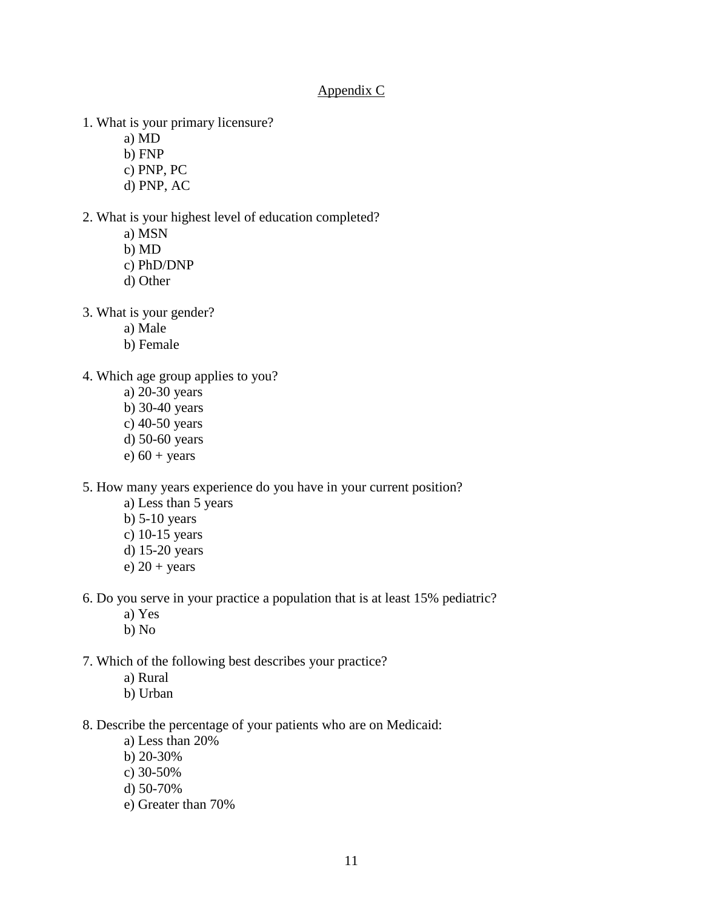## Appendix C

1. What is your primary licensure?
   - a) MD
   - b) FNP
   - c) PNP, PC
   - d) PNP, AC

2. What is your highest level of education completed?
   - a) MSN
   - b) MD
   - c) PhD/DNP
   - d) Other

3. What is your gender?
   - a) Male
   - b) Female

4. Which age group applies to you?
   - a) 20-30 years
   - b) 30-40 years
   - c) 40-50 years
   - d) 50-60 years
   - e) 60 + years

5. How many years experience do you have in your current position?
   - a) Less than 5 years
   - b) 5-10 years
   - c) 10-15 years
   - d) 15-20 years
   - e) 20 + years

6. Do you serve in your practice a population that is at least 15% pediatric?
   - a) Yes
   - b) No

7. Which of the following best describes your practice?
   - a) Rural
   - b) Urban

8. Describe the percentage of your patients who are on Medicaid:
   - a) Less than 20%
   - b) 20-30%
   - c) 30-50%
   - d) 50-70%
   - e) Greater than 70%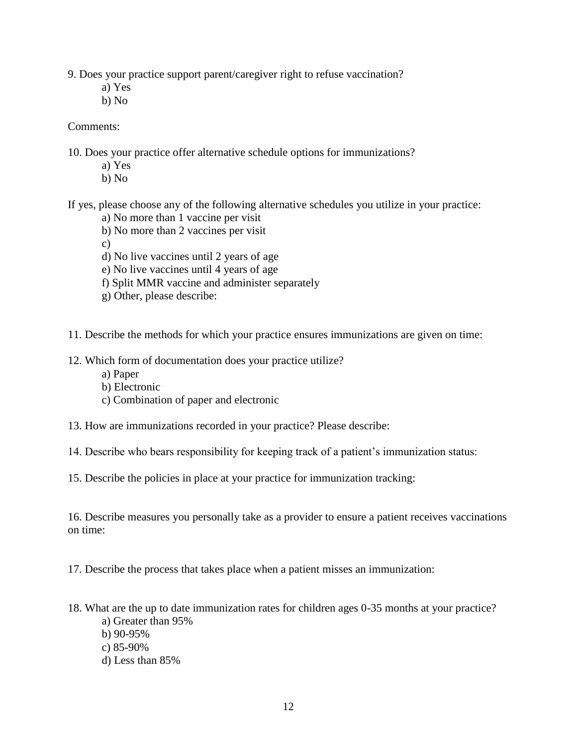9. Does your practice support parent/caregiver right to refuse vaccination?

    a) Yes

    b) No

Comments:

10. Does your practice offer alternative schedule options for immunizations?

    a) Yes

    b) No

If yes, please choose any of the following alternative schedules you utilize in your practice:

    a) No more than 1 vaccine per visit

    b) No more than 2 vaccines per visit

    c)

    d) No live vaccines until 2 years of age

    e) No live vaccines until 4 years of age

    f) Split MMR vaccine and administer separately

    g) Other, please describe:

11. Describe the methods for which your practice ensures immunizations are given on time:

12. Which form of documentation does your practice utilize?

    a) Paper

    b) Electronic

    c) Combination of paper and electronic

13. How are immunizations recorded in your practice? Please describe:

14. Describe who bears responsibility for keeping track of a patient's immunization status:

15. Describe the policies in place at your practice for immunization tracking:

16. Describe measures you personally take as a provider to ensure a patient receives vaccinations on time:

17. Describe the process that takes place when a patient misses an immunization:

18. What are the up to date immunization rates for children ages 0-35 months at your practice?

    a) Greater than 95%

    b) 90-95%

    c) 85-90%

    d) Less than 85%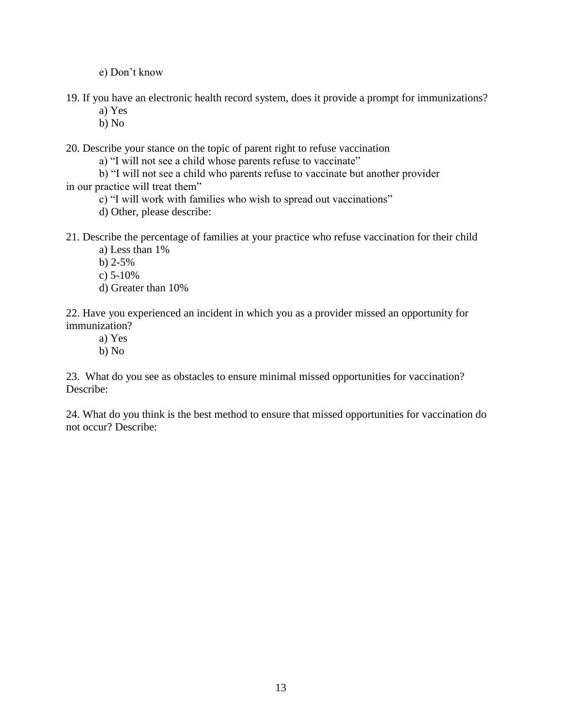e) Don't know

19. If you have an electronic health record system, does it provide a prompt for immunizations?
    a) Yes
    b) No

20. Describe your stance on the topic of parent right to refuse vaccination
    a) "I will not see a child whose parents refuse to vaccinate"
    b) "I will not see a child who parents refuse to vaccinate but another provider in our practice will treat them"
    c) "I will work with families who wish to spread out vaccinations"
    d) Other, please describe:

21. Describe the percentage of families at your practice who refuse vaccination for their child
    a) Less than 1%
    b) 2-5%
    c) 5-10%
    d) Greater than 10%

22. Have you experienced an incident in which you as a provider missed an opportunity for immunization?
    a) Yes
    b) No

23. What do you see as obstacles to ensure minimal missed opportunities for vaccination? Describe:

24. What do you think is the best method to ensure that missed opportunities for vaccination do not occur? Describe: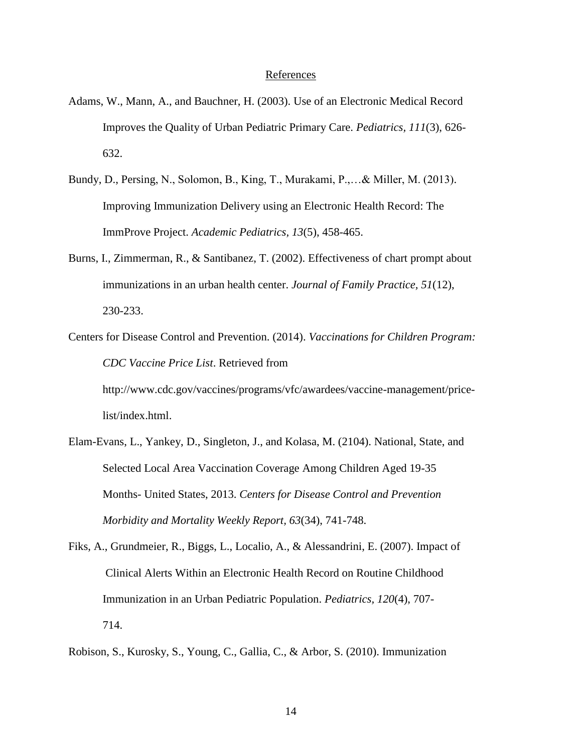## References

Adams, W., Mann, A., and Bauchner, H. (2003). Use of an Electronic Medical Record Improves the Quality of Urban Pediatric Primary Care. *Pediatrics, 111*(3), 626-632.

Bundy, D., Persing, N., Solomon, B., King, T., Murakami, P.,…& Miller, M. (2013). Improving Immunization Delivery using an Electronic Health Record: The ImmProve Project. *Academic Pediatrics, 13*(5), 458-465.

Burns, I., Zimmerman, R., & Santibanez, T. (2002). Effectiveness of chart prompt about immunizations in an urban health center. *Journal of Family Practice, 51*(12), 230-233.

Centers for Disease Control and Prevention. (2014). *Vaccinations for Children Program: CDC Vaccine Price List*. Retrieved from http://www.cdc.gov/vaccines/programs/vfc/awardees/vaccine-management/price-list/index.html.

Elam-Evans, L., Yankey, D., Singleton, J., and Kolasa, M. (2104). National, State, and Selected Local Area Vaccination Coverage Among Children Aged 19-35 Months- United States, 2013. *Centers for Disease Control and Prevention Morbidity and Mortality Weekly Report, 63*(34), 741-748.

Fiks, A., Grundmeier, R., Biggs, L., Localio, A., & Alessandrini, E. (2007). Impact of Clinical Alerts Within an Electronic Health Record on Routine Childhood Immunization in an Urban Pediatric Population. *Pediatrics, 120*(4), 707-714.

Robison, S., Kurosky, S., Young, C., Gallia, C., & Arbor, S. (2010). Immunization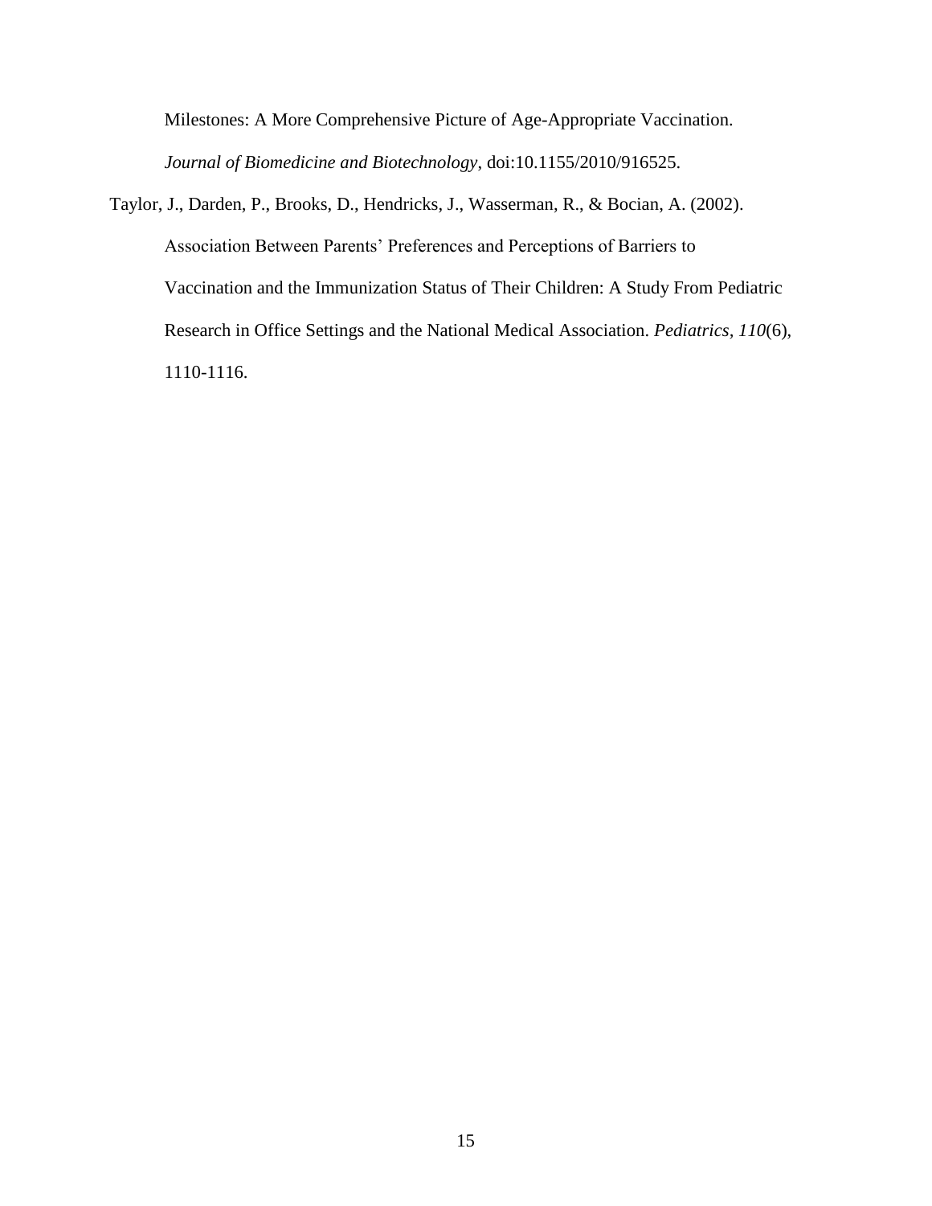Milestones: A More Comprehensive Picture of Age-Appropriate Vaccination. *Journal of Biomedicine and Biotechnology*, doi:10.1155/2010/916525.

Taylor, J., Darden, P., Brooks, D., Hendricks, J., Wasserman, R., & Bocian, A. (2002). Association Between Parents' Preferences and Perceptions of Barriers to Vaccination and the Immunization Status of Their Children: A Study From Pediatric Research in Office Settings and the National Medical Association. *Pediatrics, 110*(6), 1110-1116.